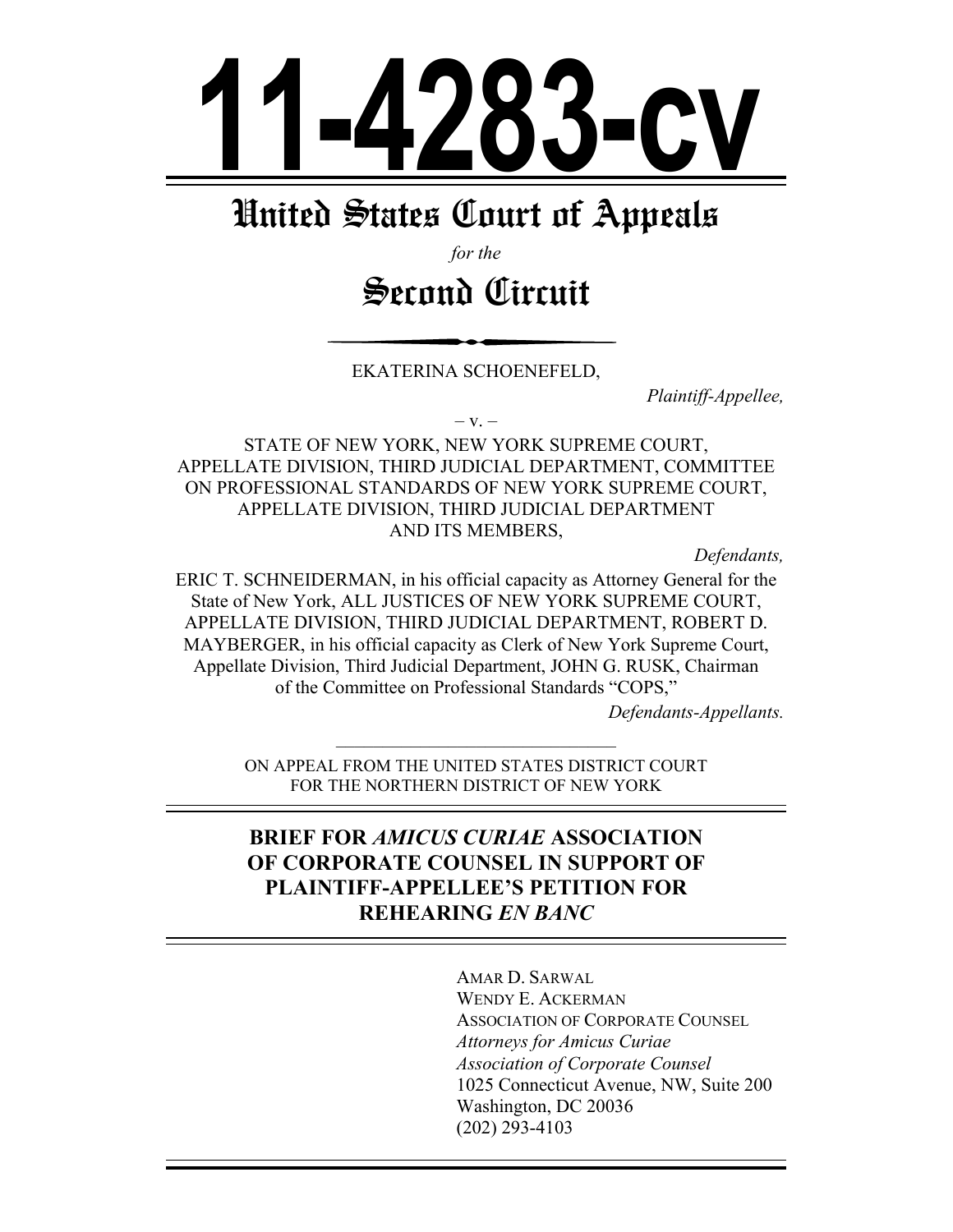# 11-4283-cv

## United States Court of Appeals

*for the*

## Second Circuit

EKATERINA SCHOENEFELD,

*Plaintiff-Appellee,*

– v. –

STATE OF NEW YORK, NEW YORK SUPREME COURT, APPELLATE DIVISION, THIRD JUDICIAL DEPARTMENT, COMMITTEE ON PROFESSIONAL STANDARDS OF NEW YORK SUPREME COURT, APPELLATE DIVISION, THIRD JUDICIAL DEPARTMENT AND ITS MEMBERS,

*Defendants,*

ERIC T. SCHNEIDERMAN, in his official capacity as Attorney General for the State of New York, ALL JUSTICES OF NEW YORK SUPREME COURT, APPELLATE DIVISION, THIRD JUDICIAL DEPARTMENT, ROBERT D. MAYBERGER, in his official capacity as Clerk of New York Supreme Court, Appellate Division, Third Judicial Department, JOHN G. RUSK, Chairman of the Committee on Professional Standards "COPS,"

*Defendants-Appellants.*

ON APPEAL FROM THE UNITED STATES DISTRICT COURT FOR THE NORTHERN DISTRICT OF NEW YORK

**BRIEF FOR *AMICUS CURIAE* ASSOCIATION OF CORPORATE COUNSEL IN SUPPORT OF PLAINTIFF-APPELLEE'S PETITION FOR REHEARING *EN BANC***

AMAR D. SARWAL
WENDY E. ACKERMAN
ASSOCIATION OF CORPORATE COUNSEL
*Attorneys for Amicus Curiae*
*Association of Corporate Counsel*
1025 Connecticut Avenue, NW, Suite 200
Washington, DC 20036
(202) 293-4103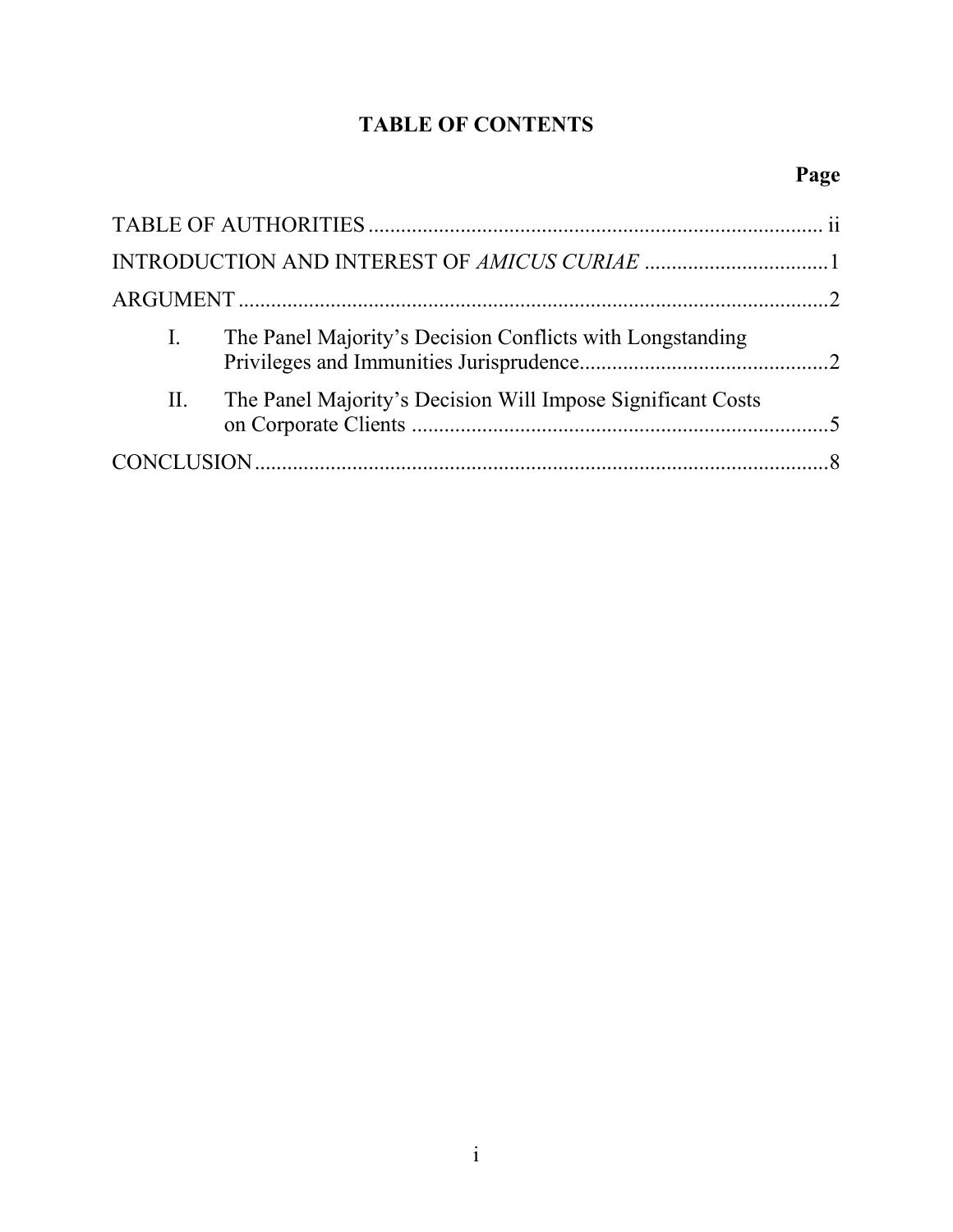# TABLE OF CONTENTS

| | Page |
|---|---|
| TABLE OF AUTHORITIES | ii |
| INTRODUCTION AND INTEREST OF *AMICUS CURIAE* | 1 |
| ARGUMENT | 2 |
| I. The Panel Majority's Decision Conflicts with Longstanding Privileges and Immunities Jurisprudence | 2 |
| II. The Panel Majority's Decision Will Impose Significant Costs on Corporate Clients | 5 |
| CONCLUSION | 8 |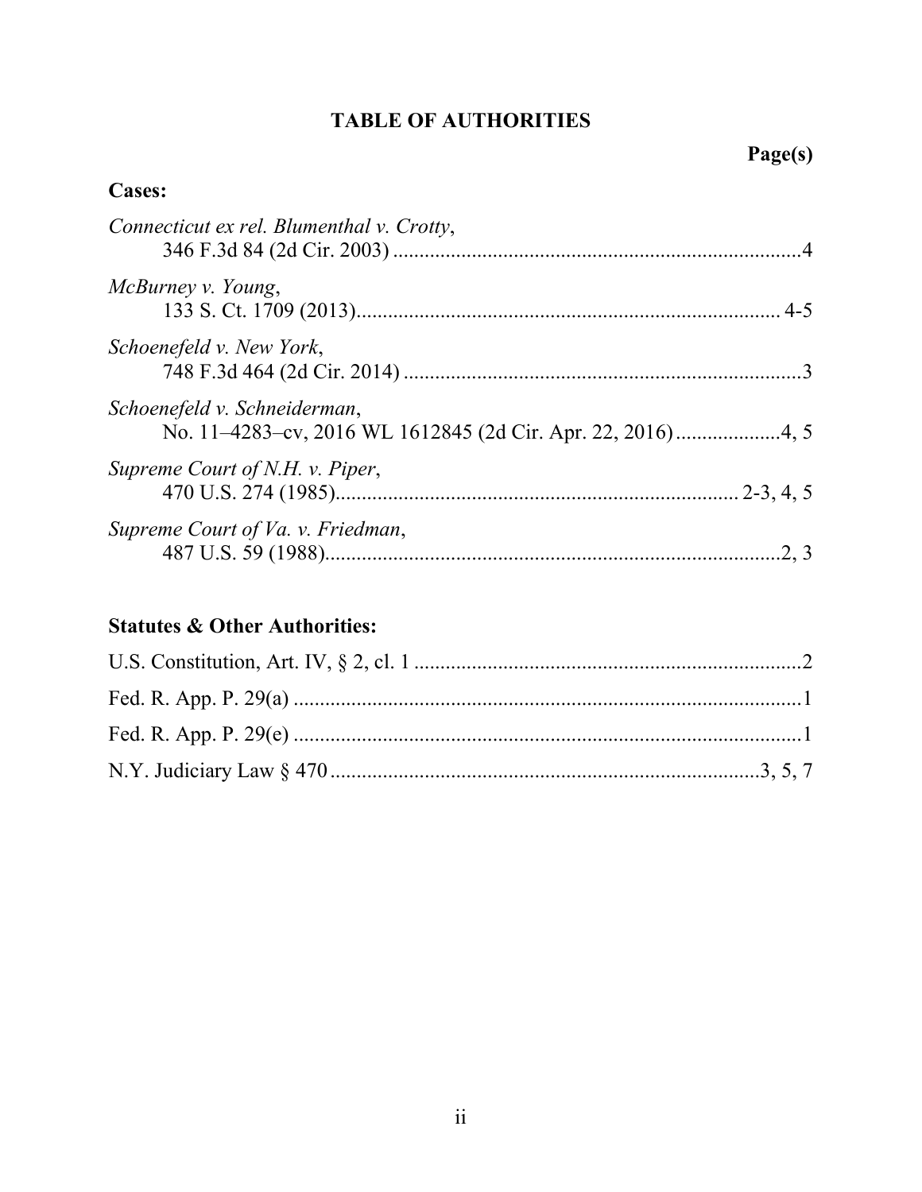# TABLE OF AUTHORITIES

**Page(s)**

**Cases:**

*Connecticut ex rel. Blumenthal v. Crotty*,
346 F.3d 84 (2d Cir. 2003) ....................................................................4

*McBurney v. Young*,
133 S. Ct. 1709 (2013)........................................................................ 4-5

*Schoenefeld v. New York*,
748 F.3d 464 (2d Cir. 2014) ..................................................................3

*Schoenefeld v. Schneiderman*,
No. 11–4283–cv, 2016 WL 1612845 (2d Cir. Apr. 22, 2016)...................4, 5

*Supreme Court of N.H. v. Piper*,
470 U.S. 274 (1985)............................................................... 2-3, 4, 5

*Supreme Court of Va. v. Friedman*,
487 U.S. 59 (1988).........................................................................2, 3

**Statutes & Other Authorities:**

U.S. Constitution, Art. IV, § 2, cl. 1 ........................................................2

Fed. R. App. P. 29(a) ..............................................................................1

Fed. R. App. P. 29(e) ..............................................................................1

N.Y. Judiciary Law § 470 ..................................................................3, 5, 7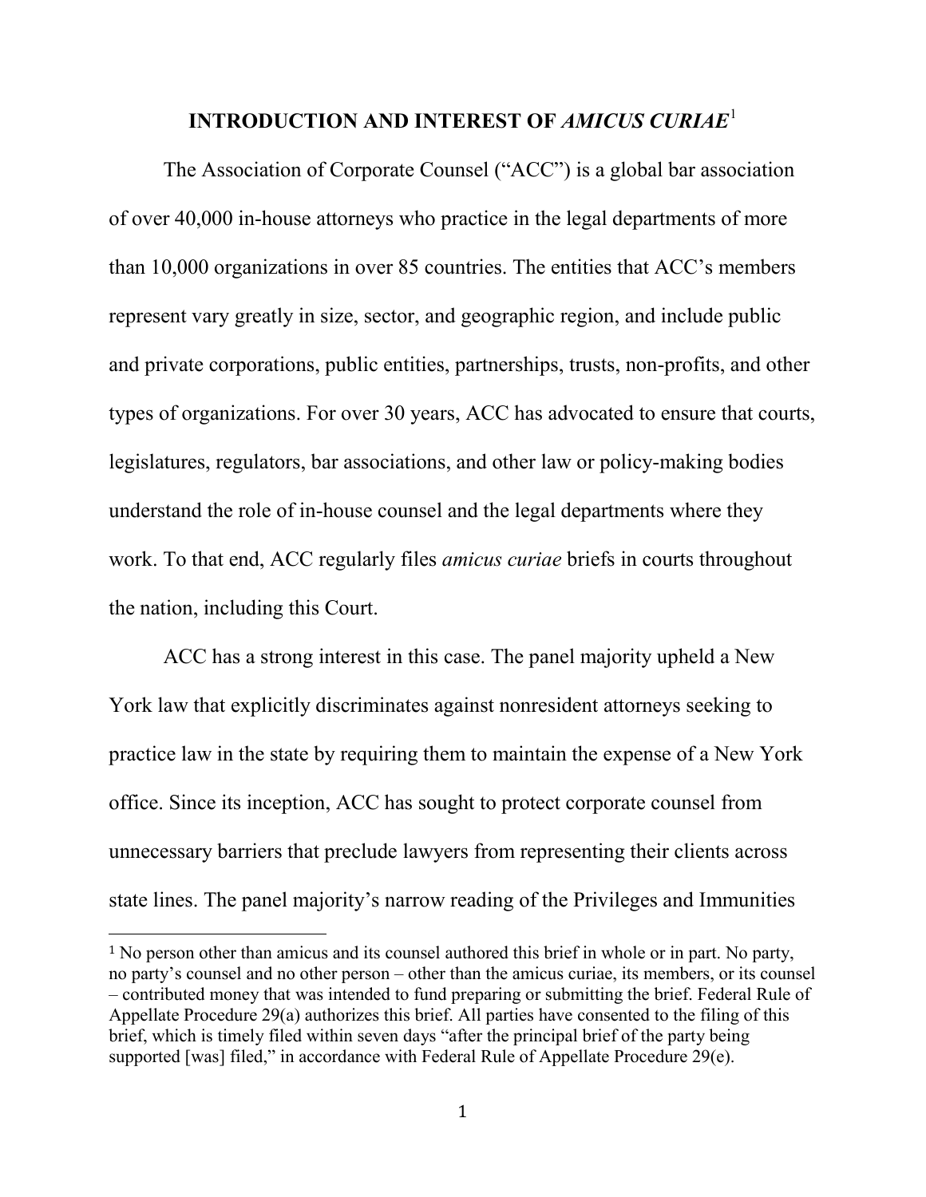## INTRODUCTION AND INTEREST OF *AMICUS CURIAE*[1]

The Association of Corporate Counsel ("ACC") is a global bar association of over 40,000 in-house attorneys who practice in the legal departments of more than 10,000 organizations in over 85 countries. The entities that ACC's members represent vary greatly in size, sector, and geographic region, and include public and private corporations, public entities, partnerships, trusts, non-profits, and other types of organizations. For over 30 years, ACC has advocated to ensure that courts, legislatures, regulators, bar associations, and other law or policy-making bodies understand the role of in-house counsel and the legal departments where they work. To that end, ACC regularly files *amicus curiae* briefs in courts throughout the nation, including this Court.

ACC has a strong interest in this case. The panel majority upheld a New York law that explicitly discriminates against nonresident attorneys seeking to practice law in the state by requiring them to maintain the expense of a New York office. Since its inception, ACC has sought to protect corporate counsel from unnecessary barriers that preclude lawyers from representing their clients across state lines. The panel majority's narrow reading of the Privileges and Immunities

---

[1] No person other than amicus and its counsel authored this brief in whole or in part. No party, no party's counsel and no other person – other than the amicus curiae, its members, or its counsel – contributed money that was intended to fund preparing or submitting the brief. Federal Rule of Appellate Procedure 29(a) authorizes this brief. All parties have consented to the filing of this brief, which is timely filed within seven days "after the principal brief of the party being supported [was] filed," in accordance with Federal Rule of Appellate Procedure 29(e).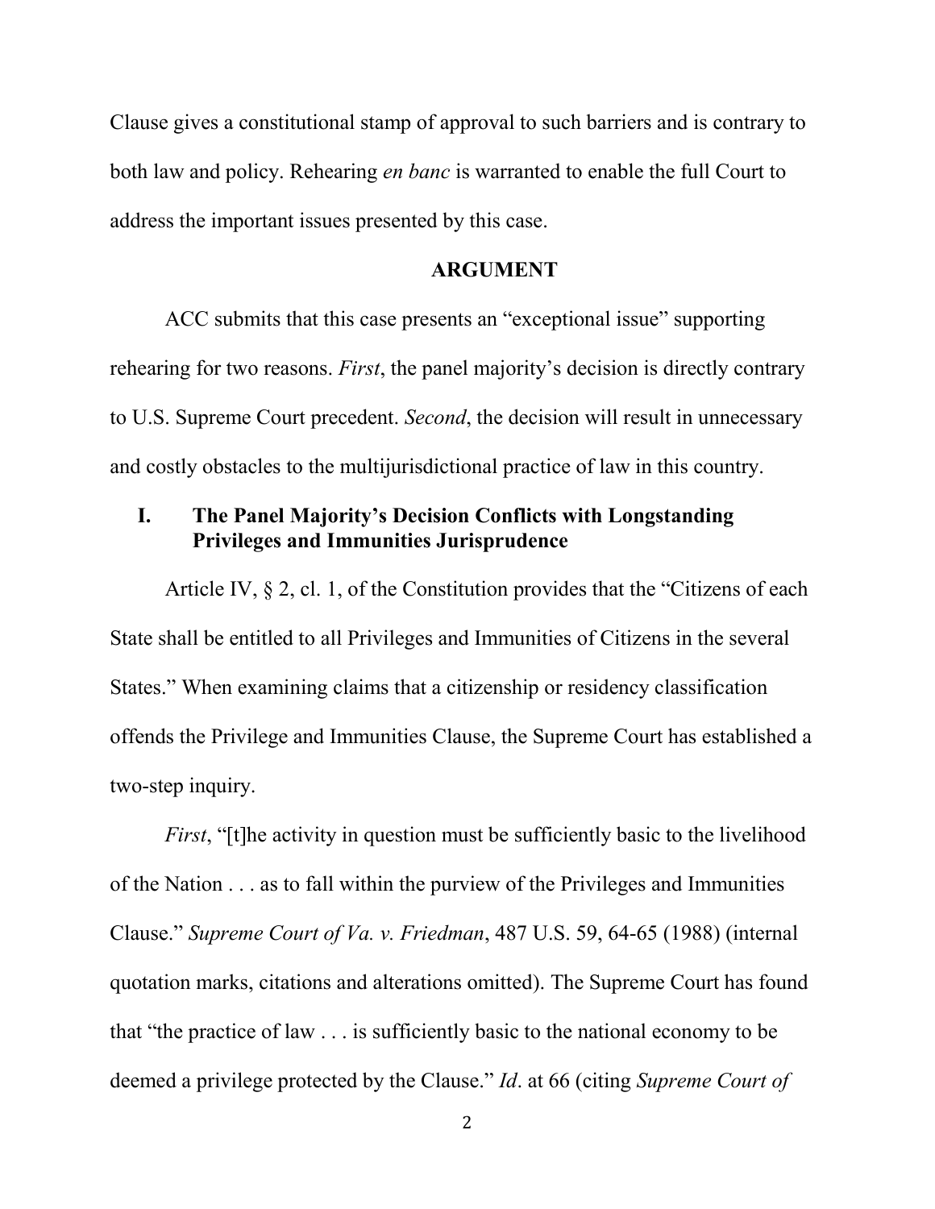Clause gives a constitutional stamp of approval to such barriers and is contrary to both law and policy. Rehearing *en banc* is warranted to enable the full Court to address the important issues presented by this case.

## ARGUMENT

ACC submits that this case presents an "exceptional issue" supporting rehearing for two reasons. *First*, the panel majority's decision is directly contrary to U.S. Supreme Court precedent. *Second*, the decision will result in unnecessary and costly obstacles to the multijurisdictional practice of law in this country.

### I. The Panel Majority's Decision Conflicts with Longstanding Privileges and Immunities Jurisprudence

Article IV, § 2, cl. 1, of the Constitution provides that the "Citizens of each State shall be entitled to all Privileges and Immunities of Citizens in the several States." When examining claims that a citizenship or residency classification offends the Privilege and Immunities Clause, the Supreme Court has established a two-step inquiry.

*First*, "[t]he activity in question must be sufficiently basic to the livelihood of the Nation . . . as to fall within the purview of the Privileges and Immunities Clause." *Supreme Court of Va. v. Friedman*, 487 U.S. 59, 64-65 (1988) (internal quotation marks, citations and alterations omitted). The Supreme Court has found that "the practice of law . . . is sufficiently basic to the national economy to be deemed a privilege protected by the Clause." *Id*. at 66 (citing *Supreme Court of*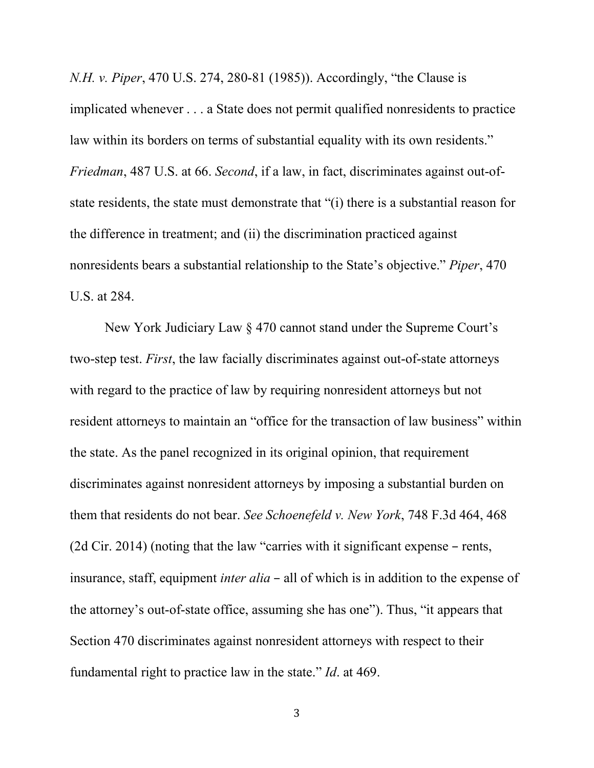*N.H. v. Piper*, 470 U.S. 274, 280-81 (1985)). Accordingly, "the Clause is implicated whenever . . . a State does not permit qualified nonresidents to practice law within its borders on terms of substantial equality with its own residents." *Friedman*, 487 U.S. at 66. *Second*, if a law, in fact, discriminates against out-of-state residents, the state must demonstrate that "(i) there is a substantial reason for the difference in treatment; and (ii) the discrimination practiced against nonresidents bears a substantial relationship to the State's objective." *Piper*, 470 U.S. at 284.

New York Judiciary Law § 470 cannot stand under the Supreme Court's two-step test. *First*, the law facially discriminates against out-of-state attorneys with regard to the practice of law by requiring nonresident attorneys but not resident attorneys to maintain an "office for the transaction of law business" within the state. As the panel recognized in its original opinion, that requirement discriminates against nonresident attorneys by imposing a substantial burden on them that residents do not bear. *See Schoenefeld v. New York*, 748 F.3d 464, 468 (2d Cir. 2014) (noting that the law "carries with it significant expense – rents, insurance, staff, equipment *inter alia* – all of which is in addition to the expense of the attorney's out-of-state office, assuming she has one"). Thus, "it appears that Section 470 discriminates against nonresident attorneys with respect to their fundamental right to practice law in the state." *Id*. at 469.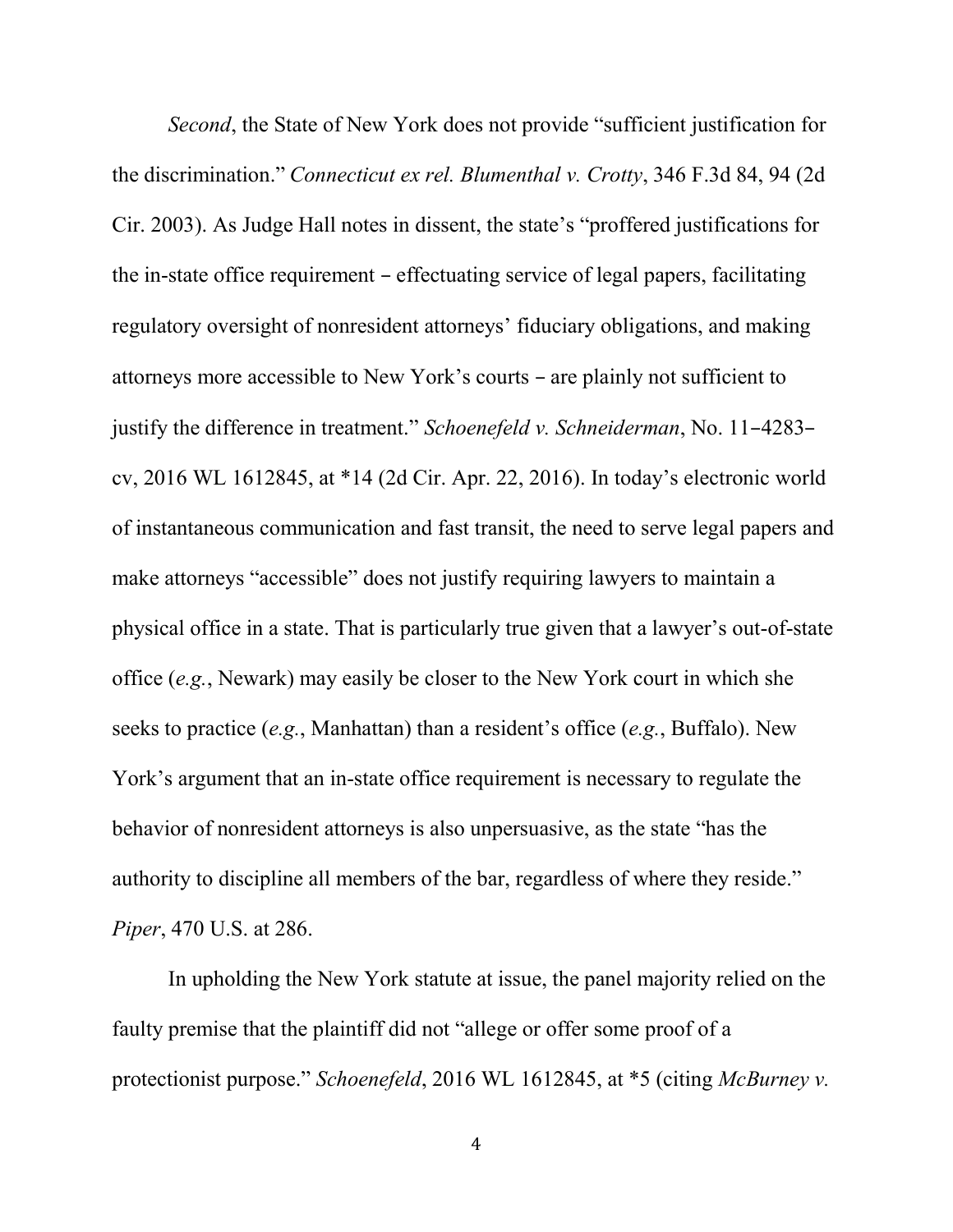*Second*, the State of New York does not provide "sufficient justification for the discrimination." *Connecticut ex rel. Blumenthal v. Crotty*, 346 F.3d 84, 94 (2d Cir. 2003). As Judge Hall notes in dissent, the state's "proffered justifications for the in-state office requirement – effectuating service of legal papers, facilitating regulatory oversight of nonresident attorneys' fiduciary obligations, and making attorneys more accessible to New York's courts – are plainly not sufficient to justify the difference in treatment." *Schoenefeld v. Schneiderman*, No. 11–4283–cv, 2016 WL 1612845, at *14 (2d Cir. Apr. 22, 2016). In today's electronic world of instantaneous communication and fast transit, the need to serve legal papers and make attorneys "accessible" does not justify requiring lawyers to maintain a physical office in a state. That is particularly true given that a lawyer's out-of-state office (*e.g.*, Newark) may easily be closer to the New York court in which she seeks to practice (*e.g.*, Manhattan) than a resident's office (*e.g.*, Buffalo). New York's argument that an in-state office requirement is necessary to regulate the behavior of nonresident attorneys is also unpersuasive, as the state "has the authority to discipline all members of the bar, regardless of where they reside." *Piper*, 470 U.S. at 286.

In upholding the New York statute at issue, the panel majority relied on the faulty premise that the plaintiff did not "allege or offer some proof of a protectionist purpose." *Schoenefeld*, 2016 WL 1612845, at *5 (citing *McBurney v.*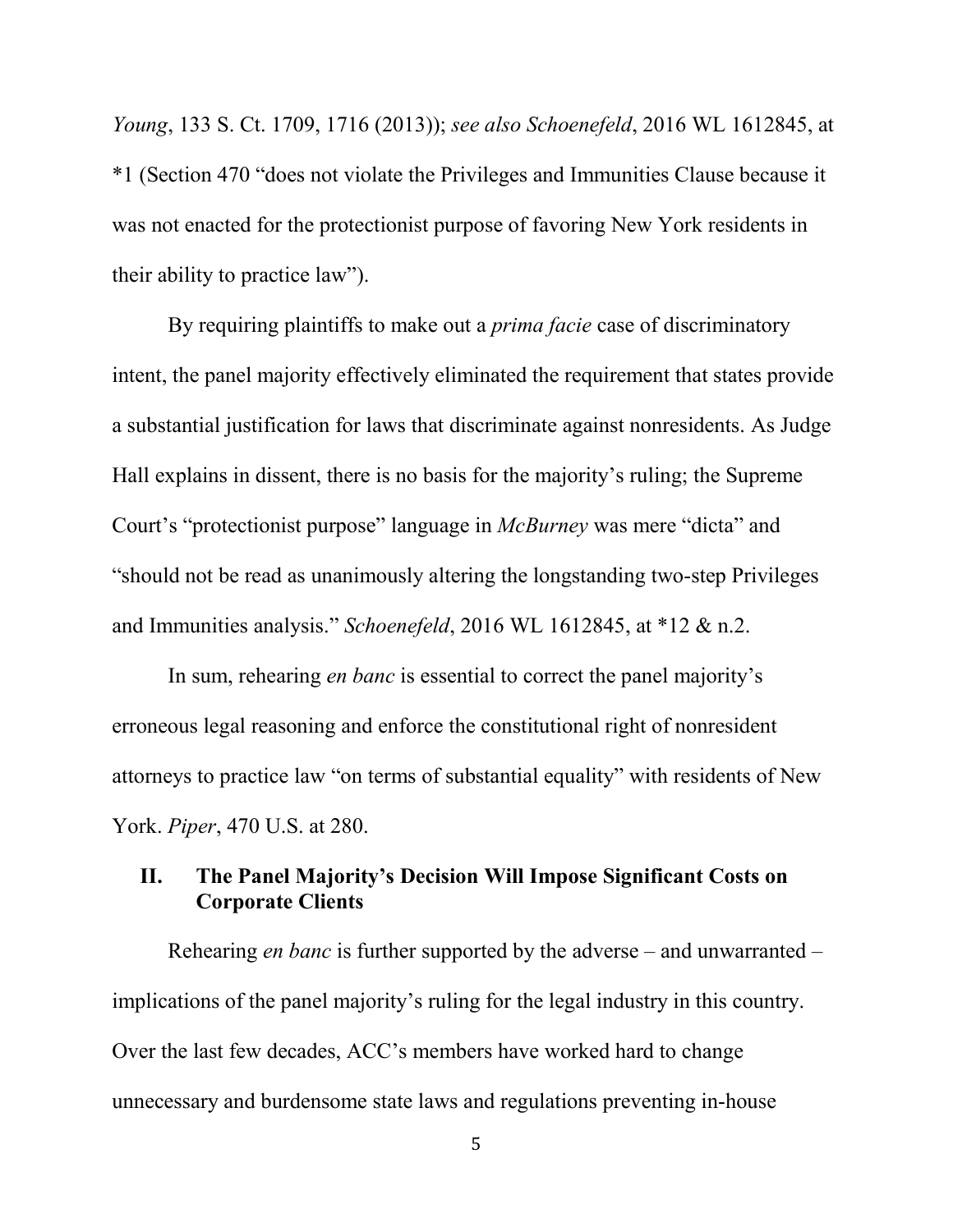*Young*, 133 S. Ct. 1709, 1716 (2013)); *see also Schoenefeld*, 2016 WL 1612845, at *1 (Section 470 "does not violate the Privileges and Immunities Clause because it was not enacted for the protectionist purpose of favoring New York residents in their ability to practice law").

By requiring plaintiffs to make out a *prima facie* case of discriminatory intent, the panel majority effectively eliminated the requirement that states provide a substantial justification for laws that discriminate against nonresidents. As Judge Hall explains in dissent, there is no basis for the majority's ruling; the Supreme Court's "protectionist purpose" language in *McBurney* was mere "dicta" and "should not be read as unanimously altering the longstanding two-step Privileges and Immunities analysis." *Schoenefeld*, 2016 WL 1612845, at *12 & n.2.

In sum, rehearing *en banc* is essential to correct the panel majority's erroneous legal reasoning and enforce the constitutional right of nonresident attorneys to practice law "on terms of substantial equality" with residents of New York. *Piper*, 470 U.S. at 280.

## II. The Panel Majority's Decision Will Impose Significant Costs on Corporate Clients

Rehearing *en banc* is further supported by the adverse – and unwarranted – implications of the panel majority's ruling for the legal industry in this country. Over the last few decades, ACC's members have worked hard to change unnecessary and burdensome state laws and regulations preventing in-house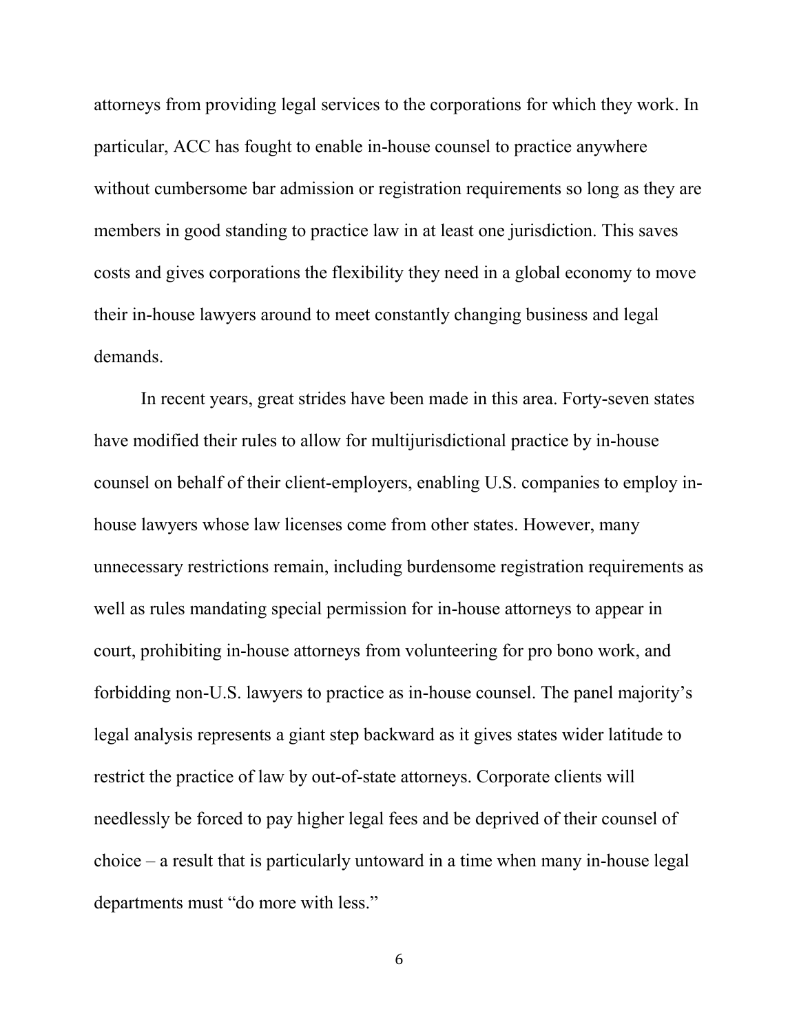attorneys from providing legal services to the corporations for which they work. In particular, ACC has fought to enable in-house counsel to practice anywhere without cumbersome bar admission or registration requirements so long as they are members in good standing to practice law in at least one jurisdiction. This saves costs and gives corporations the flexibility they need in a global economy to move their in-house lawyers around to meet constantly changing business and legal demands.

In recent years, great strides have been made in this area. Forty-seven states have modified their rules to allow for multijurisdictional practice by in-house counsel on behalf of their client-employers, enabling U.S. companies to employ in-house lawyers whose law licenses come from other states. However, many unnecessary restrictions remain, including burdensome registration requirements as well as rules mandating special permission for in-house attorneys to appear in court, prohibiting in-house attorneys from volunteering for pro bono work, and forbidding non-U.S. lawyers to practice as in-house counsel. The panel majority's legal analysis represents a giant step backward as it gives states wider latitude to restrict the practice of law by out-of-state attorneys. Corporate clients will needlessly be forced to pay higher legal fees and be deprived of their counsel of choice – a result that is particularly untoward in a time when many in-house legal departments must "do more with less."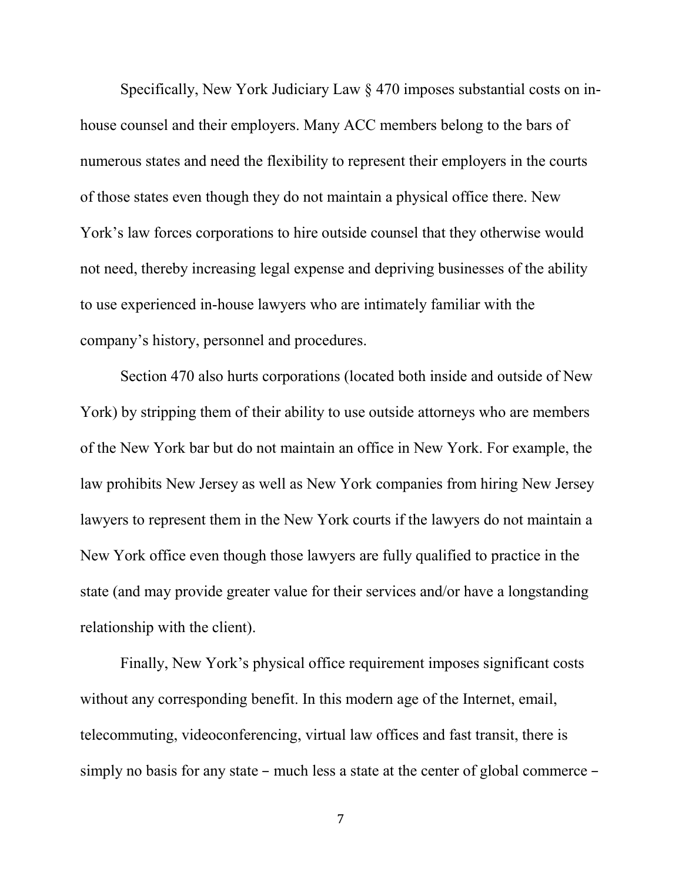Specifically, New York Judiciary Law § 470 imposes substantial costs on in-house counsel and their employers. Many ACC members belong to the bars of numerous states and need the flexibility to represent their employers in the courts of those states even though they do not maintain a physical office there. New York's law forces corporations to hire outside counsel that they otherwise would not need, thereby increasing legal expense and depriving businesses of the ability to use experienced in-house lawyers who are intimately familiar with the company's history, personnel and procedures.

Section 470 also hurts corporations (located both inside and outside of New York) by stripping them of their ability to use outside attorneys who are members of the New York bar but do not maintain an office in New York. For example, the law prohibits New Jersey as well as New York companies from hiring New Jersey lawyers to represent them in the New York courts if the lawyers do not maintain a New York office even though those lawyers are fully qualified to practice in the state (and may provide greater value for their services and/or have a longstanding relationship with the client).

Finally, New York's physical office requirement imposes significant costs without any corresponding benefit. In this modern age of the Internet, email, telecommuting, videoconferencing, virtual law offices and fast transit, there is simply no basis for any state – much less a state at the center of global commerce –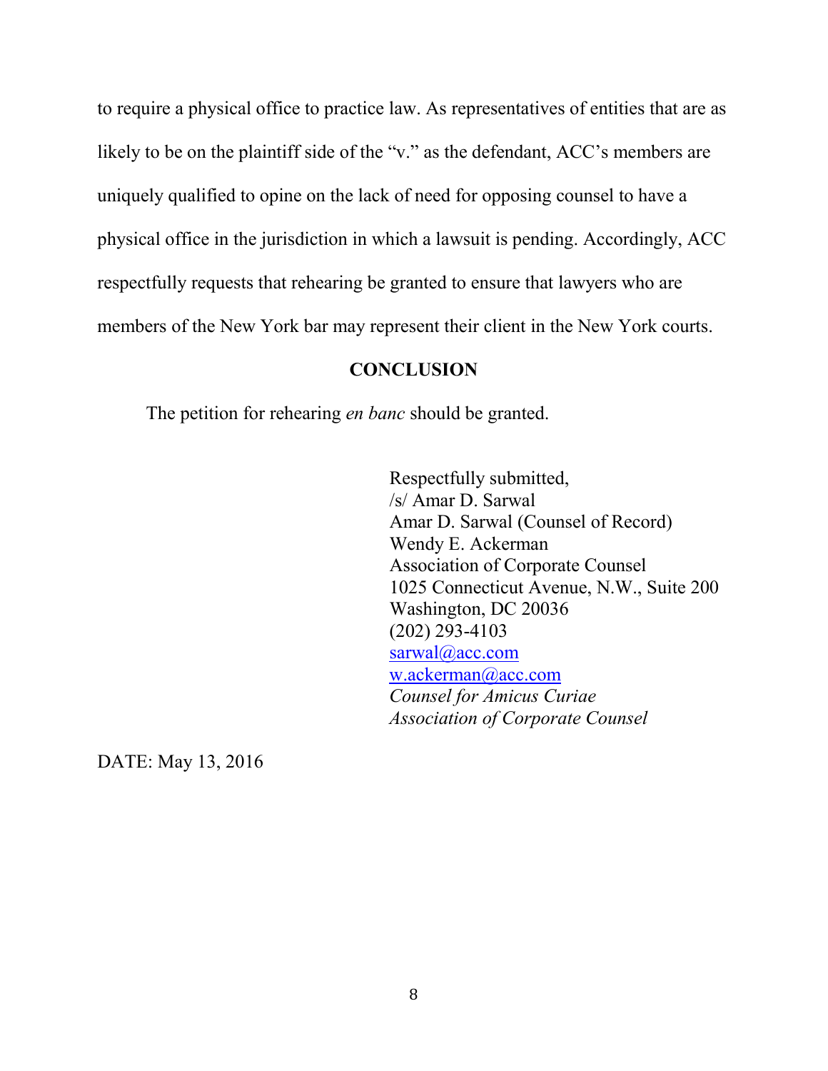to require a physical office to practice law. As representatives of entities that are as likely to be on the plaintiff side of the "v." as the defendant, ACC's members are uniquely qualified to opine on the lack of need for opposing counsel to have a physical office in the jurisdiction in which a lawsuit is pending. Accordingly, ACC respectfully requests that rehearing be granted to ensure that lawyers who are members of the New York bar may represent their client in the New York courts.

## CONCLUSION

The petition for rehearing *en banc* should be granted.

Respectfully submitted,
/s/ Amar D. Sarwal
Amar D. Sarwal (Counsel of Record)
Wendy E. Ackerman
Association of Corporate Counsel
1025 Connecticut Avenue, N.W., Suite 200
Washington, DC 20036
(202) 293-4103
sarwal@acc.com
w.ackerman@acc.com
*Counsel for Amicus Curiae*
*Association of Corporate Counsel*

DATE: May 13, 2016